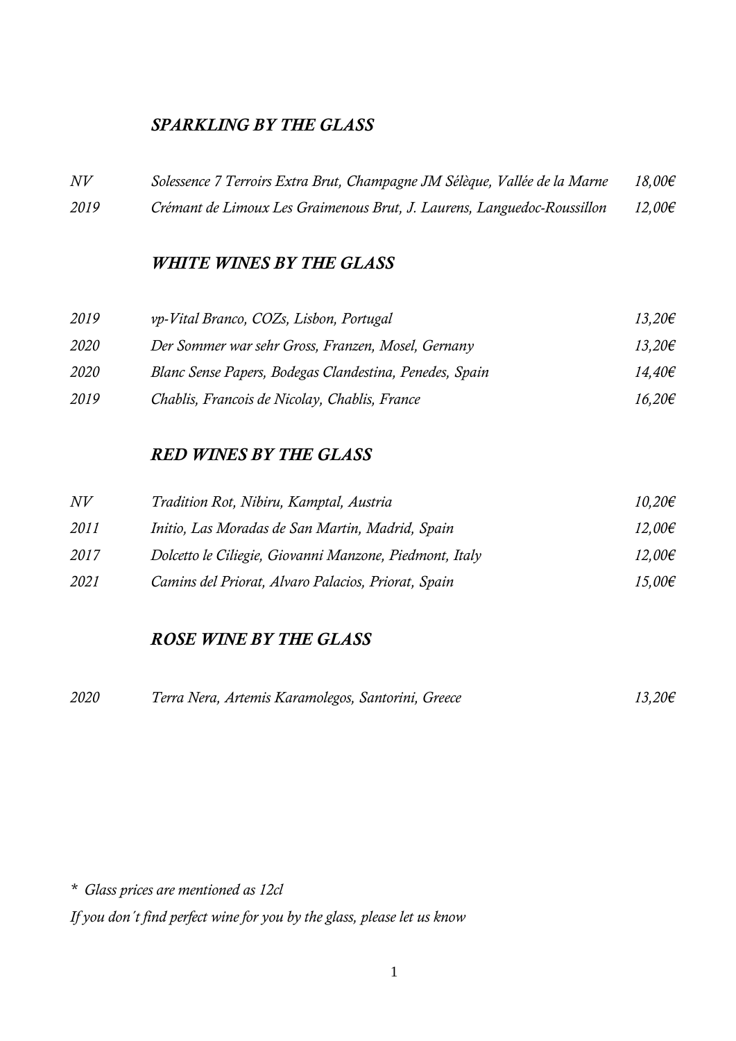## *SPARKLING BY THE GLASS*

| | | |
|---|---|---|
| *NV* | *Solessence 7 Terroirs Extra Brut, Champagne JM Sélèque, Vallée de la Marne* | *18,00€* |
| *2019* | *Crémant de Limoux Les Graimenous Brut, J. Laurens, Languedoc-Roussillon* | *12,00€* |

## *WHITE WINES BY THE GLASS*

| | | |
|---|---|---|
| *2019* | *vp-Vital Branco, COZs, Lisbon, Portugal* | *13,20€* |
| *2020* | *Der Sommer war sehr Gross, Franzen, Mosel, Gernany* | *13,20€* |
| *2020* | *Blanc Sense Papers, Bodegas Clandestina, Penedes, Spain* | *14,40€* |
| *2019* | *Chablis, Francois de Nicolay, Chablis, France* | *16,20€* |

## *RED WINES BY THE GLASS*

| | | |
|---|---|---|
| *NV* | *Tradition Rot, Nibiru, Kamptal, Austria* | *10,20€* |
| *2011* | *Initio, Las Moradas de San Martin, Madrid, Spain* | *12,00€* |
| *2017* | *Dolcetto le Ciliegie, Giovanni Manzone, Piedmont, Italy* | *12,00€* |
| *2021* | *Camins del Priorat, Alvaro Palacios, Priorat, Spain* | *15,00€* |

## *ROSE WINE BY THE GLASS*

| | | |
|---|---|---|
| *2020* | *Terra Nera, Artemis Karamolegos, Santorini, Greece* | *13,20€* |

*\* Glass prices are mentioned as 12cl*

*If you don´t find perfect wine for you by the glass, please let us know*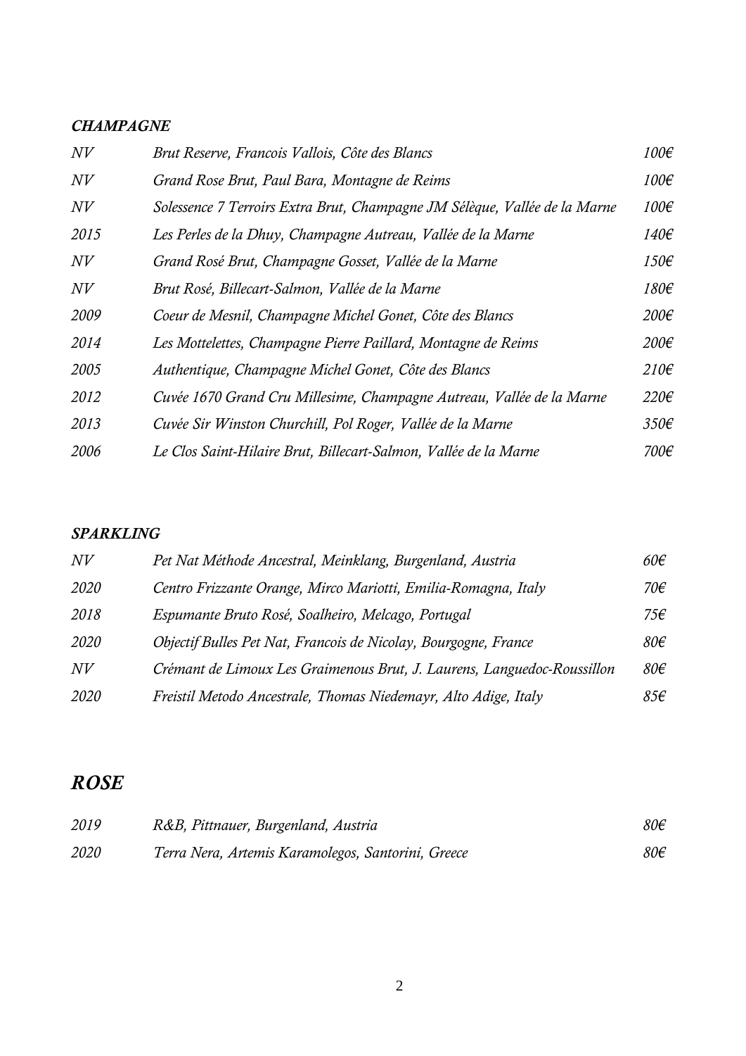### *CHAMPAGNE*

| | | |
|---|---|---|
| *NV* | *Brut Reserve, Francois Vallois, Côte des Blancs* | *100€* |
| *NV* | *Grand Rose Brut, Paul Bara, Montagne de Reims* | *100€* |
| *NV* | *Solessence 7 Terroirs Extra Brut, Champagne JM Sélèque, Vallée de la Marne* | *100€* |
| *2015* | *Les Perles de la Dhuy, Champagne Autreau, Vallée de la Marne* | *140€* |
| *NV* | *Grand Rosé Brut, Champagne Gosset, Vallée de la Marne* | *150€* |
| *NV* | *Brut Rosé, Billecart-Salmon, Vallée de la Marne* | *180€* |
| *2009* | *Coeur de Mesnil, Champagne Michel Gonet, Côte des Blancs* | *200€* |
| *2014* | *Les Mottelettes, Champagne Pierre Paillard, Montagne de Reims* | *200€* |
| *2005* | *Authentique, Champagne Michel Gonet, Côte des Blancs* | *210€* |
| *2012* | *Cuvée 1670 Grand Cru Millesime, Champagne Autreau, Vallée de la Marne* | *220€* |
| *2013* | *Cuvée Sir Winston Churchill, Pol Roger, Vallée de la Marne* | *350€* |
| *2006* | *Le Clos Saint-Hilaire Brut, Billecart-Salmon, Vallée de la Marne* | *700€* |

### *SPARKLING*

| | | |
|---|---|---|
| *NV* | *Pet Nat Méthode Ancestral, Meinklang, Burgenland, Austria* | *60€* |
| *2020* | *Centro Frizzante Orange, Mirco Mariotti, Emilia-Romagna, Italy* | *70€* |
| *2018* | *Espumante Bruto Rosé, Soalheiro, Melcago, Portugal* | *75€* |
| *2020* | *Objectif Bulles Pet Nat, Francois de Nicolay, Bourgogne, France* | *80€* |
| *NV* | *Crémant de Limoux Les Graimenous Brut, J. Laurens, Languedoc-Roussillon* | *80€* |
| *2020* | *Freistil Metodo Ancestrale, Thomas Niedemayr, Alto Adige, Italy* | *85€* |

## *ROSE*

| | | |
|---|---|---|
| *2019* | *R&B, Pittnauer, Burgenland, Austria* | *80€* |
| *2020* | *Terra Nera, Artemis Karamolegos, Santorini, Greece* | *80€* |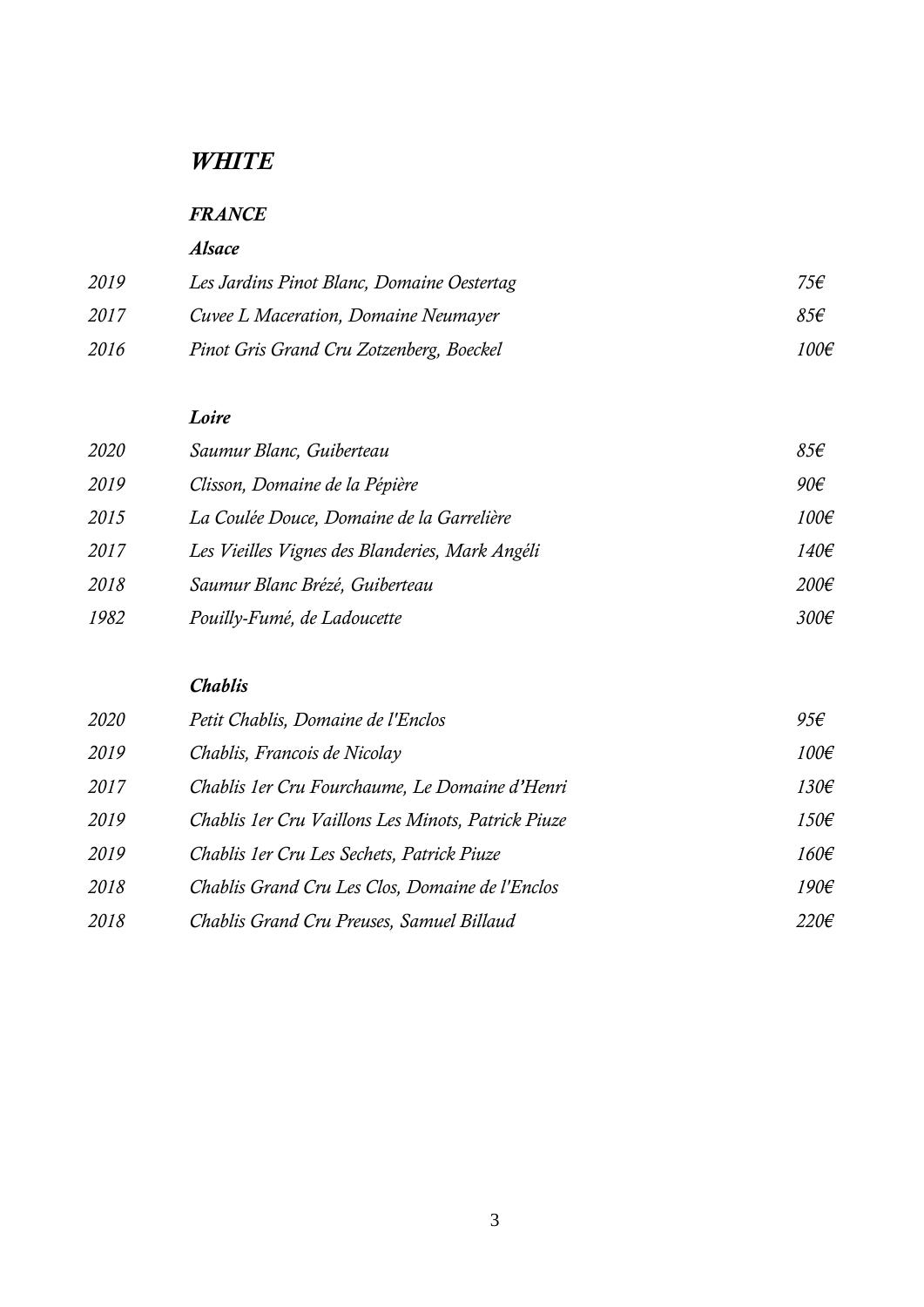# *WHITE*

## *FRANCE*

### *Alsace*

| | | |
|---|---|---|
| *2019* | *Les Jardins Pinot Blanc, Domaine Oestertag* | *75€* |
| *2017* | *Cuvee L Maceration, Domaine Neumayer* | *85€* |
| *2016* | *Pinot Gris Grand Cru Zotzenberg, Boeckel* | *100€* |

### *Loire*

| | | |
|---|---|---|
| *2020* | *Saumur Blanc, Guiberteau* | *85€* |
| *2019* | *Clisson, Domaine de la Pépière* | *90€* |
| *2015* | *La Coulée Douce, Domaine de la Garrelière* | *100€* |
| *2017* | *Les Vieilles Vignes des Blanderies, Mark Angéli* | *140€* |
| *2018* | *Saumur Blanc Brézé, Guiberteau* | *200€* |
| *1982* | *Pouilly-Fumé, de Ladoucette* | *300€* |

### *Chablis*

| | | |
|---|---|---|
| *2020* | *Petit Chablis, Domaine de l'Enclos* | *95€* |
| *2019* | *Chablis, Francois de Nicolay* | *100€* |
| *2017* | *Chablis 1er Cru Fourchaume, Le Domaine d'Henri* | *130€* |
| *2019* | *Chablis 1er Cru Vaillons Les Minots, Patrick Piuze* | *150€* |
| *2019* | *Chablis 1er Cru Les Sechets, Patrick Piuze* | *160€* |
| *2018* | *Chablis Grand Cru Les Clos, Domaine de l'Enclos* | *190€* |
| *2018* | *Chablis Grand Cru Preuses, Samuel Billaud* | *220€* |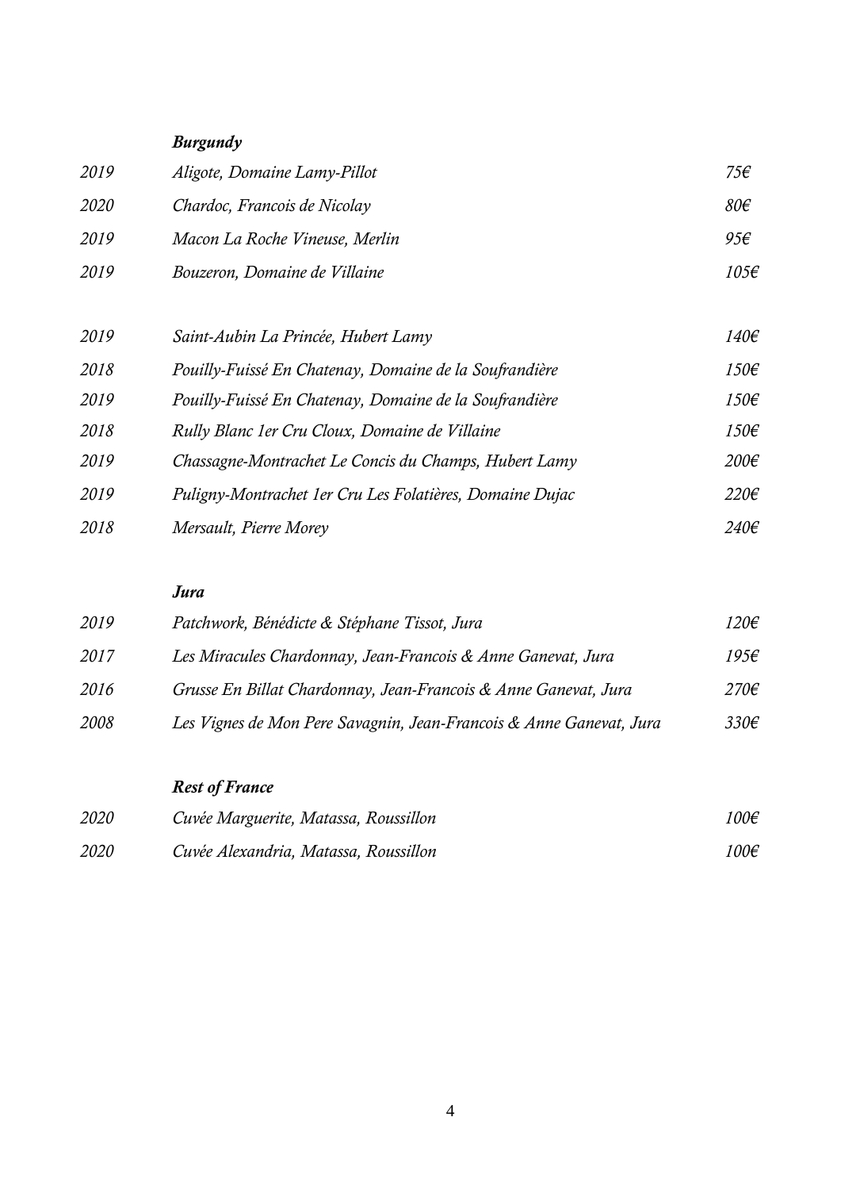### *Burgundy*

| | | |
|---|---|---|
| *2019* | *Aligote, Domaine Lamy-Pillot* | *75€* |
| *2020* | *Chardoc, Francois de Nicolay* | *80€* |
| *2019* | *Macon La Roche Vineuse, Merlin* | *95€* |
| *2019* | *Bouzeron, Domaine de Villaine* | *105€* |
| | | |
| *2019* | *Saint-Aubin La Princée, Hubert Lamy* | *140€* |
| *2018* | *Pouilly-Fuissé En Chatenay, Domaine de la Soufrandière* | *150€* |
| *2019* | *Pouilly-Fuissé En Chatenay, Domaine de la Soufrandière* | *150€* |
| *2018* | *Rully Blanc 1er Cru Cloux, Domaine de Villaine* | *150€* |
| *2019* | *Chassagne-Montrachet Le Concis du Champs, Hubert Lamy* | *200€* |
| *2019* | *Puligny-Montrachet 1er Cru Les Folatières, Domaine Dujac* | *220€* |
| *2018* | *Mersault, Pierre Morey* | *240€* |

### *Jura*

| | | |
|---|---|---|
| *2019* | *Patchwork, Bénédicte & Stéphane Tissot, Jura* | *120€* |
| *2017* | *Les Miracules Chardonnay, Jean-Francois & Anne Ganevat, Jura* | *195€* |
| *2016* | *Grusse En Billat Chardonnay, Jean-Francois & Anne Ganevat, Jura* | *270€* |
| *2008* | *Les Vignes de Mon Pere Savagnin, Jean-Francois & Anne Ganevat, Jura* | *330€* |

### *Rest of France*

| | | |
|---|---|---|
| *2020* | *Cuvée Marguerite, Matassa, Roussillon* | *100€* |
| *2020* | *Cuvée Alexandria, Matassa, Roussillon* | *100€* |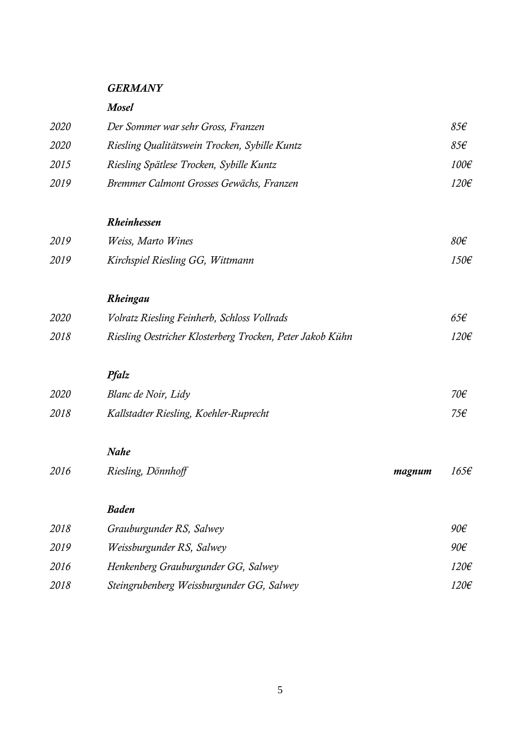# *GERMANY*

## *Mosel*

| | | | |
|---|---|---|---|
| *2020* | *Der Sommer war sehr Gross, Franzen* | | *85€* |
| *2020* | *Riesling Qualitätswein Trocken, Sybille Kuntz* | | *85€* |
| *2015* | *Riesling Spätlese Trocken, Sybille Kuntz* | | *100€* |
| *2019* | *Bremmer Calmont Grosses Gewächs, Franzen* | | *120€* |

## *Rheinhessen*

| | | | |
|---|---|---|---|
| *2019* | *Weiss, Marto Wines* | | *80€* |
| *2019* | *Kirchspiel Riesling GG, Wittmann* | | *150€* |

## *Rheingau*

| | | | |
|---|---|---|---|
| *2020* | *Volratz Riesling Feinherb, Schloss Vollrads* | | *65€* |
| *2018* | *Riesling Oestricher Klosterberg Trocken, Peter Jakob Kühn* | | *120€* |

## *Pfalz*

| | | | |
|---|---|---|---|
| *2020* | *Blanc de Noir, Lidy* | | *70€* |
| *2018* | *Kallstadter Riesling, Koehler-Ruprecht* | | *75€* |

## *Nahe*

| | | | |
|---|---|---|---|
| *2016* | *Riesling, Dönnhoff* | ***magnum*** | *165€* |

## *Baden*

| | | | |
|---|---|---|---|
| *2018* | *Grauburgunder RS, Salwey* | | *90€* |
| *2019* | *Weissburgunder RS, Salwey* | | *90€* |
| *2016* | *Henkenberg Grauburgunder GG, Salwey* | | *120€* |
| *2018* | *Steingrubenberg Weissburgunder GG, Salwey* | | *120€* |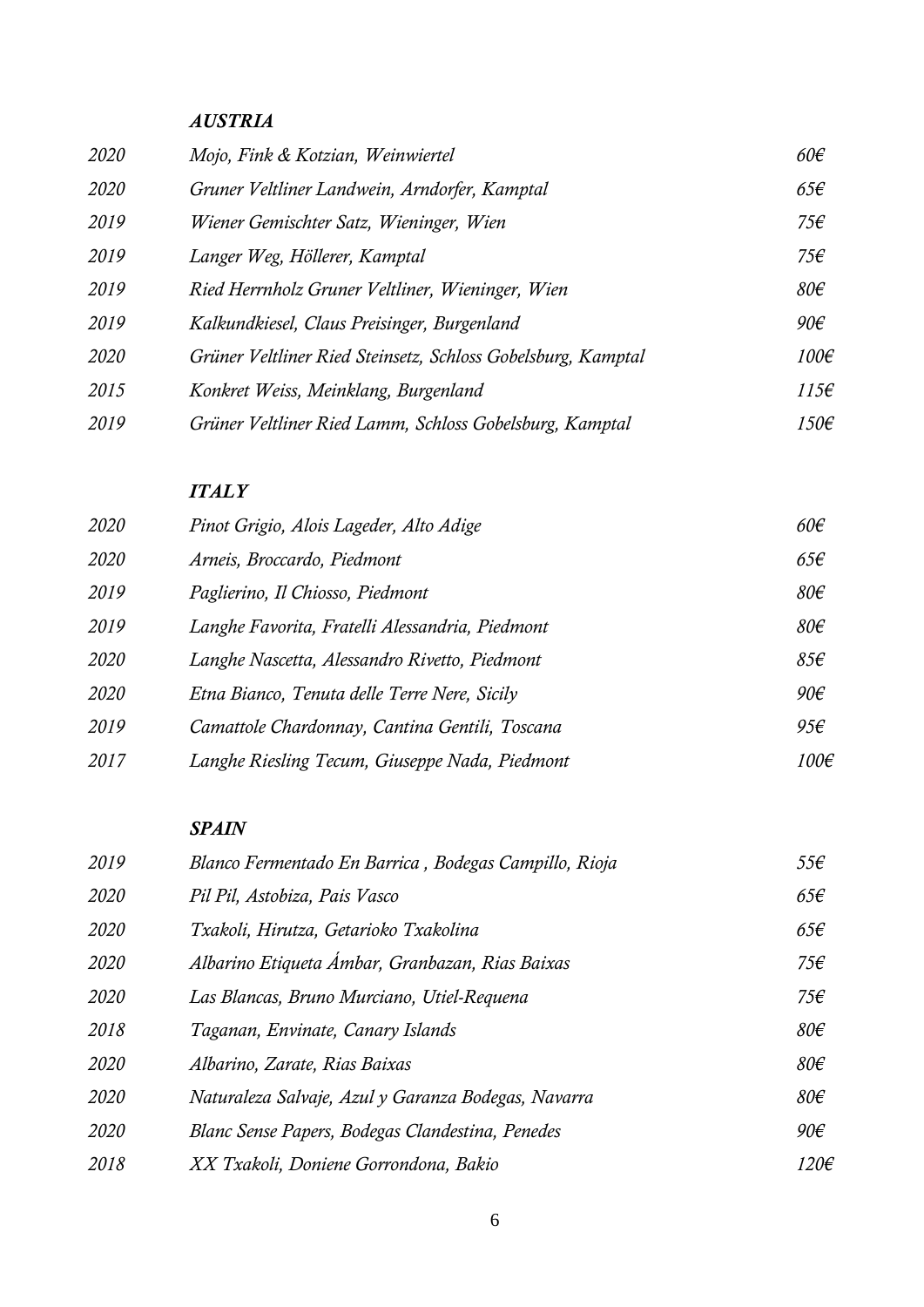### *AUSTRIA*

| | | |
|---|---|---|
| *2020* | *Mojo, Fink & Kotzian, Weinwiertel* | *60€* |
| *2020* | *Gruner Veltliner Landwein, Arndorfer, Kamptal* | *65€* |
| *2019* | *Wiener Gemischter Satz, Wieninger, Wien* | *75€* |
| *2019* | *Langer Weg, Höllerer, Kamptal* | *75€* |
| *2019* | *Ried Herrnholz Gruner Veltliner, Wieninger, Wien* | *80€* |
| *2019* | *Kalkundkiesel, Claus Preisinger, Burgenland* | *90€* |
| *2020* | *Grüner Veltliner Ried Steinsetz, Schloss Gobelsburg, Kamptal* | *100€* |
| *2015* | *Konkret Weiss, Meinklang, Burgenland* | *115€* |
| *2019* | *Grüner Veltliner Ried Lamm, Schloss Gobelsburg, Kamptal* | *150€* |

### *ITALY*

| | | |
|---|---|---|
| *2020* | *Pinot Grigio, Alois Lageder, Alto Adige* | *60€* |
| *2020* | *Arneis, Broccardo, Piedmont* | *65€* |
| *2019* | *Paglierino, Il Chiosso, Piedmont* | *80€* |
| *2019* | *Langhe Favorita, Fratelli Alessandria, Piedmont* | *80€* |
| *2020* | *Langhe Nascetta, Alessandro Rivetto, Piedmont* | *85€* |
| *2020* | *Etna Bianco, Tenuta delle Terre Nere, Sicily* | *90€* |
| *2019* | *Camattole Chardonnay, Cantina Gentili, Toscana* | *95€* |
| *2017* | *Langhe Riesling Tecum, Giuseppe Nada, Piedmont* | *100€* |

### *SPAIN*

| | | |
|---|---|---|
| *2019* | *Blanco Fermentado En Barrica , Bodegas Campillo, Rioja* | *55€* |
| *2020* | *Pil Pil, Astobiza, Pais Vasco* | *65€* |
| *2020* | *Txakoli, Hirutza, Getarioko Txakolina* | *65€* |
| *2020* | *Albarino Etiqueta Ámbar, Granbazan, Rias Baixas* | *75€* |
| *2020* | *Las Blancas, Bruno Murciano, Utiel-Requena* | *75€* |
| *2018* | *Taganan, Envinate, Canary Islands* | *80€* |
| *2020* | *Albarino, Zarate, Rias Baixas* | *80€* |
| *2020* | *Naturaleza Salvaje, Azul y Garanza Bodegas, Navarra* | *80€* |
| *2020* | *Blanc Sense Papers, Bodegas Clandestina, Penedes* | *90€* |
| *2018* | *XX Txakoli, Doniene Gorrondona, Bakio* | *120€* |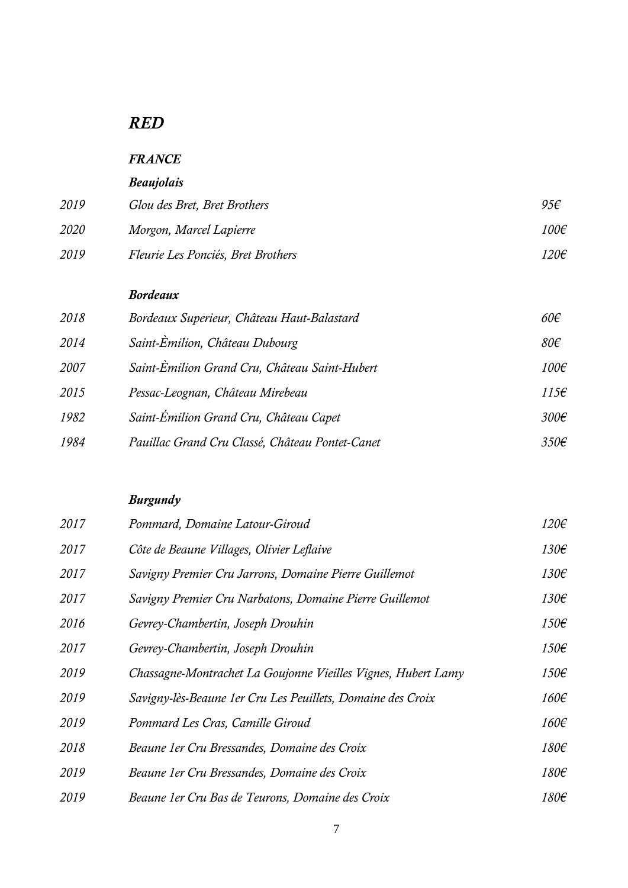# *RED*

## *FRANCE*

### *Beaujolais*

| | | |
|---|---|---|
| *2019* | *Glou des Bret, Bret Brothers* | *95€* |
| *2020* | *Morgon, Marcel Lapierre* | *100€* |
| *2019* | *Fleurie Les Ponciés, Bret Brothers* | *120€* |

### *Bordeaux*

| | | |
|---|---|---|
| *2018* | *Bordeaux Superieur, Château Haut-Balastard* | *60€* |
| *2014* | *Saint-Èmilion, Château Dubourg* | *80€* |
| *2007* | *Saint-Èmilion Grand Cru, Château Saint-Hubert* | *100€* |
| *2015* | *Pessac-Leognan, Château Mirebeau* | *115€* |
| *1982* | *Saint-Émilion Grand Cru, Château Capet* | *300€* |
| *1984* | *Pauillac Grand Cru Classé, Château Pontet-Canet* | *350€* |

### *Burgundy*

| | | |
|---|---|---|
| *2017* | *Pommard, Domaine Latour-Giroud* | *120€* |
| *2017* | *Côte de Beaune Villages, Olivier Leflaive* | *130€* |
| *2017* | *Savigny Premier Cru Jarrons, Domaine Pierre Guillemot* | *130€* |
| *2017* | *Savigny Premier Cru Narbatons, Domaine Pierre Guillemot* | *130€* |
| *2016* | *Gevrey-Chambertin, Joseph Drouhin* | *150€* |
| *2017* | *Gevrey-Chambertin, Joseph Drouhin* | *150€* |
| *2019* | *Chassagne-Montrachet La Goujonne Vieilles Vignes, Hubert Lamy* | *150€* |
| *2019* | *Savigny-lès-Beaune 1er Cru Les Peuillets, Domaine des Croix* | *160€* |
| *2019* | *Pommard Les Cras, Camille Giroud* | *160€* |
| *2018* | *Beaune 1er Cru Bressandes, Domaine des Croix* | *180€* |
| *2019* | *Beaune 1er Cru Bressandes, Domaine des Croix* | *180€* |
| *2019* | *Beaune 1er Cru Bas de Teurons, Domaine des Croix* | *180€* |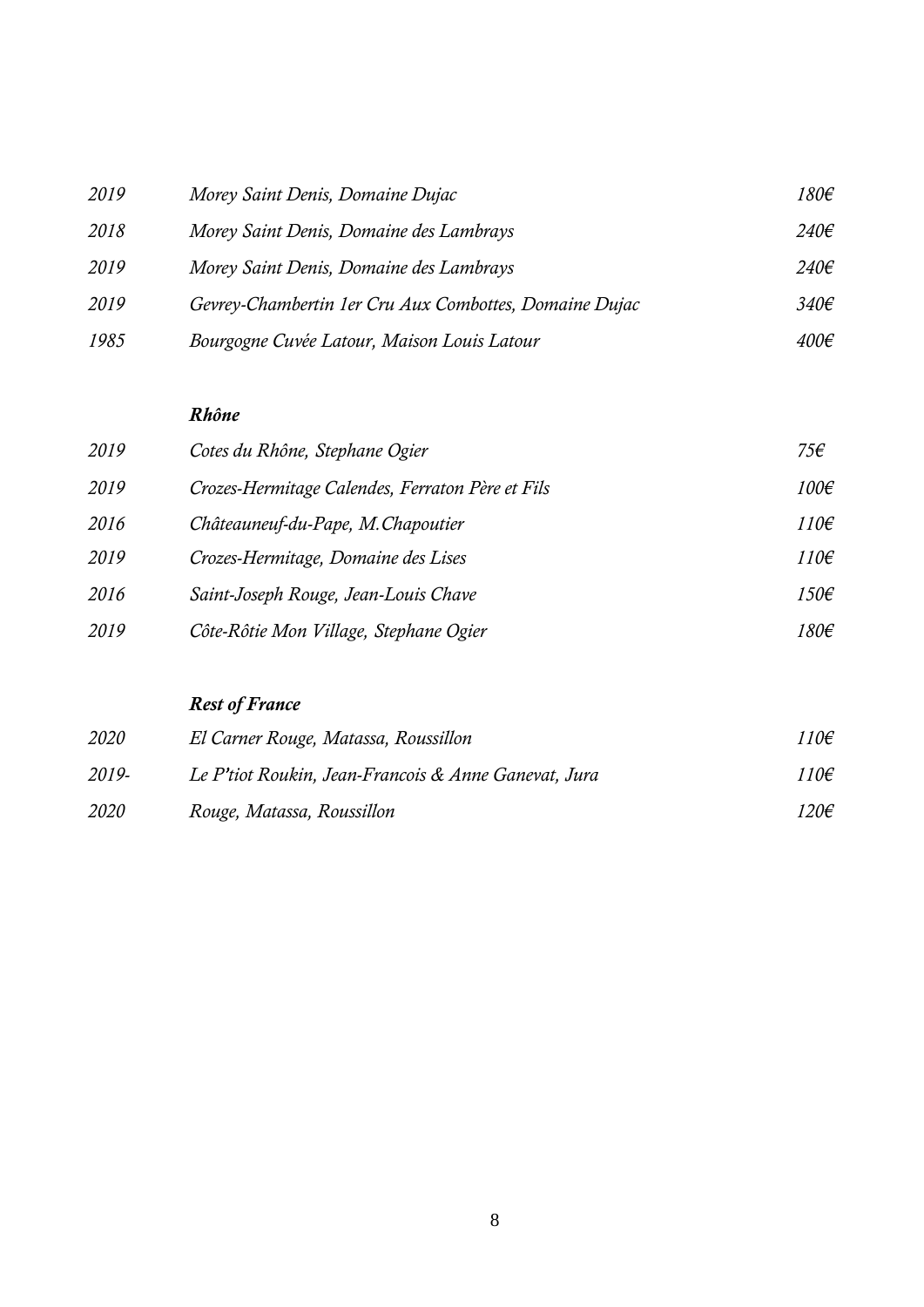| | | |
|---|---|---|
| *2019* | *Morey Saint Denis, Domaine Dujac* | *180€* |
| *2018* | *Morey Saint Denis, Domaine des Lambrays* | *240€* |
| *2019* | *Morey Saint Denis, Domaine des Lambrays* | *240€* |
| *2019* | *Gevrey-Chambertin 1er Cru Aux Combottes, Domaine Dujac* | *340€* |
| *1985* | *Bourgogne Cuvée Latour, Maison Louis Latour* | *400€* |

### ***Rhône***

| | | |
|---|---|---|
| *2019* | *Cotes du Rhône, Stephane Ogier* | *75€* |
| *2019* | *Crozes-Hermitage Calendes, Ferraton Père et Fils* | *100€* |
| *2016* | *Châteauneuf-du-Pape, M.Chapoutier* | *110€* |
| *2019* | *Crozes-Hermitage, Domaine des Lises* | *110€* |
| *2016* | *Saint-Joseph Rouge, Jean-Louis Chave* | *150€* |
| *2019* | *Côte-Rôtie Mon Village, Stephane Ogier* | *180€* |

### ***Rest of France***

| | | |
|---|---|---|
| *2020* | *El Carner Rouge, Matassa, Roussillon* | *110€* |
| *2019-* | *Le P'tiot Roukin, Jean-Francois & Anne Ganevat, Jura* | *110€* |
| *2020* | *Rouge, Matassa, Roussillon* | *120€* |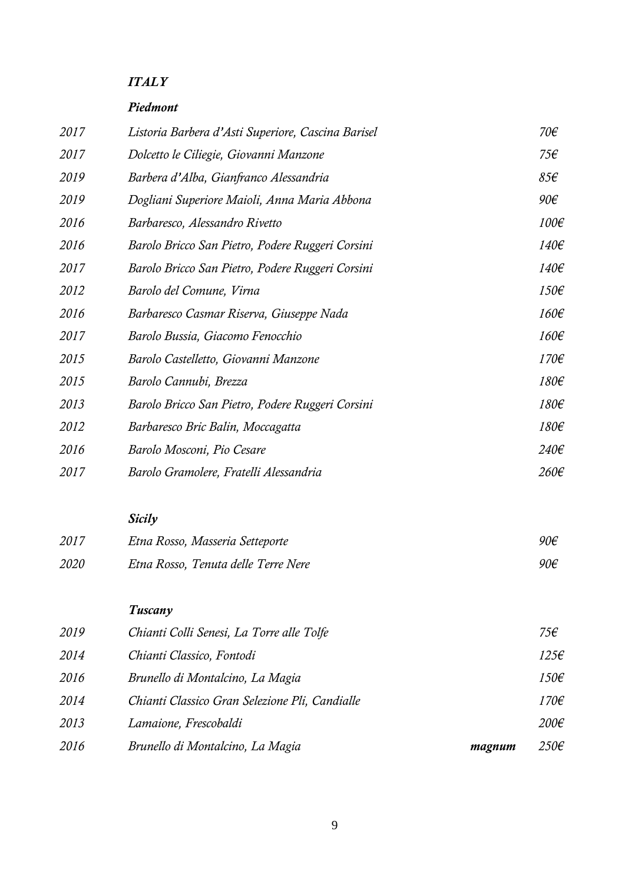## *ITALY*

### *Piedmont*

| | | | |
|---|---|---|---|
| *2017* | *Listoria Barbera d'Asti Superiore, Cascina Barisel* | | *70€* |
| *2017* | *Dolcetto le Ciliegie, Giovanni Manzone* | | *75€* |
| *2019* | *Barbera d'Alba, Gianfranco Alessandria* | | *85€* |
| *2019* | *Dogliani Superiore Maioli, Anna Maria Abbona* | | *90€* |
| *2016* | *Barbaresco, Alessandro Rivetto* | | *100€* |
| *2016* | *Barolo Bricco San Pietro, Podere Ruggeri Corsini* | | *140€* |
| *2017* | *Barolo Bricco San Pietro, Podere Ruggeri Corsini* | | *140€* |
| *2012* | *Barolo del Comune, Virna* | | *150€* |
| *2016* | *Barbaresco Casmar Riserva, Giuseppe Nada* | | *160€* |
| *2017* | *Barolo Bussia, Giacomo Fenocchio* | | *160€* |
| *2015* | *Barolo Castelletto, Giovanni Manzone* | | *170€* |
| *2015* | *Barolo Cannubi, Brezza* | | *180€* |
| *2013* | *Barolo Bricco San Pietro, Podere Ruggeri Corsini* | | *180€* |
| *2012* | *Barbaresco Bric Balin, Moccagatta* | | *180€* |
| *2016* | *Barolo Mosconi, Pio Cesare* | | *240€* |
| *2017* | *Barolo Gramolere, Fratelli Alessandria* | | *260€* |

### *Sicily*

| | | | |
|---|---|---|---|
| *2017* | *Etna Rosso, Masseria Setteporte* | | *90€* |
| *2020* | *Etna Rosso, Tenuta delle Terre Nere* | | *90€* |

### *Tuscany*

| | | | |
|---|---|---|---|
| *2019* | *Chianti Colli Senesi, La Torre alle Tolfe* | | *75€* |
| *2014* | *Chianti Classico, Fontodi* | | *125€* |
| *2016* | *Brunello di Montalcino, La Magia* | | *150€* |
| *2014* | *Chianti Classico Gran Selezione Pli, Candialle* | | *170€* |
| *2013* | *Lamaione, Frescobaldi* | | *200€* |
| *2016* | *Brunello di Montalcino, La Magia* | ***magnum*** | *250€* |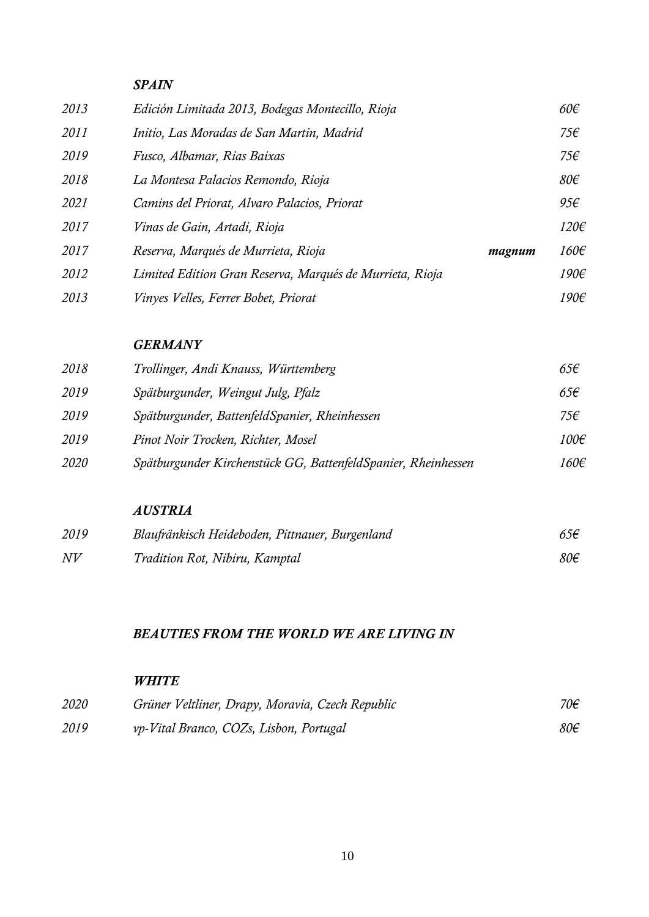### *SPAIN*

| | | | |
|---|---|---|---|
| *2013* | *Edición Limitada 2013, Bodegas Montecillo, Rioja* | | *60€* |
| *2011* | *Initio, Las Moradas de San Martin, Madrid* | | *75€* |
| *2019* | *Fusco, Albamar, Rias Baixas* | | *75€* |
| *2018* | *La Montesa Palacios Remondo, Rioja* | | *80€* |
| *2021* | *Camins del Priorat, Alvaro Palacios, Priorat* | | *95€* |
| *2017* | *Vinas de Gain, Artadi, Rioja* | | *120€* |
| *2017* | *Reserva, Marqués de Murrieta, Rioja* | ***magnum*** | *160€* |
| *2012* | *Limited Edition Gran Reserva, Marqués de Murrieta, Rioja* | | *190€* |
| *2013* | *Vinyes Velles, Ferrer Bobet, Priorat* | | *190€* |

### *GERMANY*

| | | |
|---|---|---|
| *2018* | *Trollinger, Andi Knauss, Württemberg* | *65€* |
| *2019* | *Spätburgunder, Weingut Julg, Pfalz* | *65€* |
| *2019* | *Spätburgunder, BattenfeldSpanier, Rheinhessen* | *75€* |
| *2019* | *Pinot Noir Trocken, Richter, Mosel* | *100€* |
| *2020* | *Spätburgunder Kirchenstück GG, BattenfeldSpanier, Rheinhessen* | *160€* |

### *AUSTRIA*

| | | |
|---|---|---|
| *2019* | *Blaufränkisch Heideboden, Pittnauer, Burgenland* | *65€* |
| *NV* | *Tradition Rot, Nibiru, Kamptal* | *80€* |

## *BEAUTIES FROM THE WORLD WE ARE LIVING IN*

### *WHITE*

| | | |
|---|---|---|
| *2020* | *Grüner Veltliner, Drapy, Moravia, Czech Republic* | *70€* |
| *2019* | *vp-Vital Branco, COZs, Lisbon, Portugal* | *80€* |